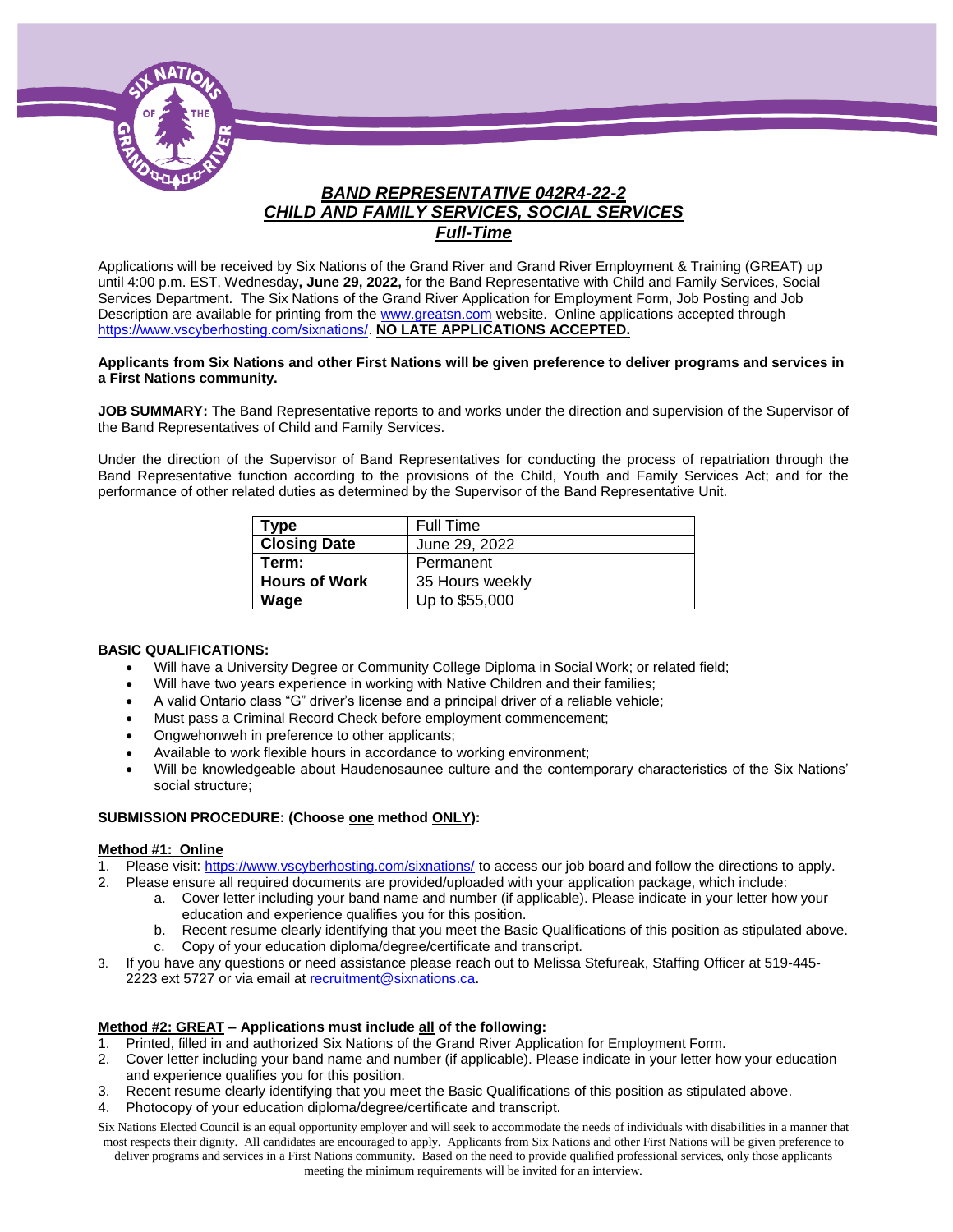# ***BAND REPRESENTATIVE 042R4-22-2***
# ***CHILD AND FAMILY SERVICES, SOCIAL SERVICES***
## ***Full-Time***

Applications will be received by Six Nations of the Grand River and Grand River Employment & Training (GREAT) up until 4:00 p.m. EST, Wednesday**, June 29, 2022,** for the Band Representative with Child and Family Services, Social Services Department. The Six Nations of the Grand River Application for Employment Form, Job Posting and Job Description are available for printing from the www.greatsn.com website. Online applications accepted through https://www.vscyberhosting.com/sixnations/. **NO LATE APPLICATIONS ACCEPTED.**

**Applicants from Six Nations and other First Nations will be given preference to deliver programs and services in a First Nations community.**

**JOB SUMMARY:** The Band Representative reports to and works under the direction and supervision of the Supervisor of the Band Representatives of Child and Family Services.

Under the direction of the Supervisor of Band Representatives for conducting the process of repatriation through the Band Representative function according to the provisions of the Child, Youth and Family Services Act; and for the performance of other related duties as determined by the Supervisor of the Band Representative Unit.

| **Type** | Full Time |
|---|---|
| **Closing Date** | June 29, 2022 |
| **Term:** | Permanent |
| **Hours of Work** | 35 Hours weekly |
| **Wage** | Up to $55,000 |

**BASIC QUALIFICATIONS:**

- Will have a University Degree or Community College Diploma in Social Work; or related field;
- Will have two years experience in working with Native Children and their families;
- A valid Ontario class "G" driver's license and a principal driver of a reliable vehicle;
- Must pass a Criminal Record Check before employment commencement;
- Ongwehonweh in preference to other applicants;
- Available to work flexible hours in accordance to working environment;
- Will be knowledgeable about Haudenosaunee culture and the contemporary characteristics of the Six Nations' social structure;

**SUBMISSION PROCEDURE: (Choose one method ONLY):**

**Method #1: Online**

1. Please visit: https://www.vscyberhosting.com/sixnations/ to access our job board and follow the directions to apply.
2. Please ensure all required documents are provided/uploaded with your application package, which include:
   a. Cover letter including your band name and number (if applicable). Please indicate in your letter how your education and experience qualifies you for this position.
   b. Recent resume clearly identifying that you meet the Basic Qualifications of this position as stipulated above.
   c. Copy of your education diploma/degree/certificate and transcript.
3. If you have any questions or need assistance please reach out to Melissa Stefureak, Staffing Officer at 519-445-2223 ext 5727 or via email at recruitment@sixnations.ca.

**Method #2: GREAT – Applications must include all of the following:**

1. Printed, filled in and authorized Six Nations of the Grand River Application for Employment Form.
2. Cover letter including your band name and number (if applicable). Please indicate in your letter how your education and experience qualifies you for this position.
3. Recent resume clearly identifying that you meet the Basic Qualifications of this position as stipulated above.
4. Photocopy of your education diploma/degree/certificate and transcript.

Six Nations Elected Council is an equal opportunity employer and will seek to accommodate the needs of individuals with disabilities in a manner that most respects their dignity. All candidates are encouraged to apply. Applicants from Six Nations and other First Nations will be given preference to deliver programs and services in a First Nations community. Based on the need to provide qualified professional services, only those applicants meeting the minimum requirements will be invited for an interview.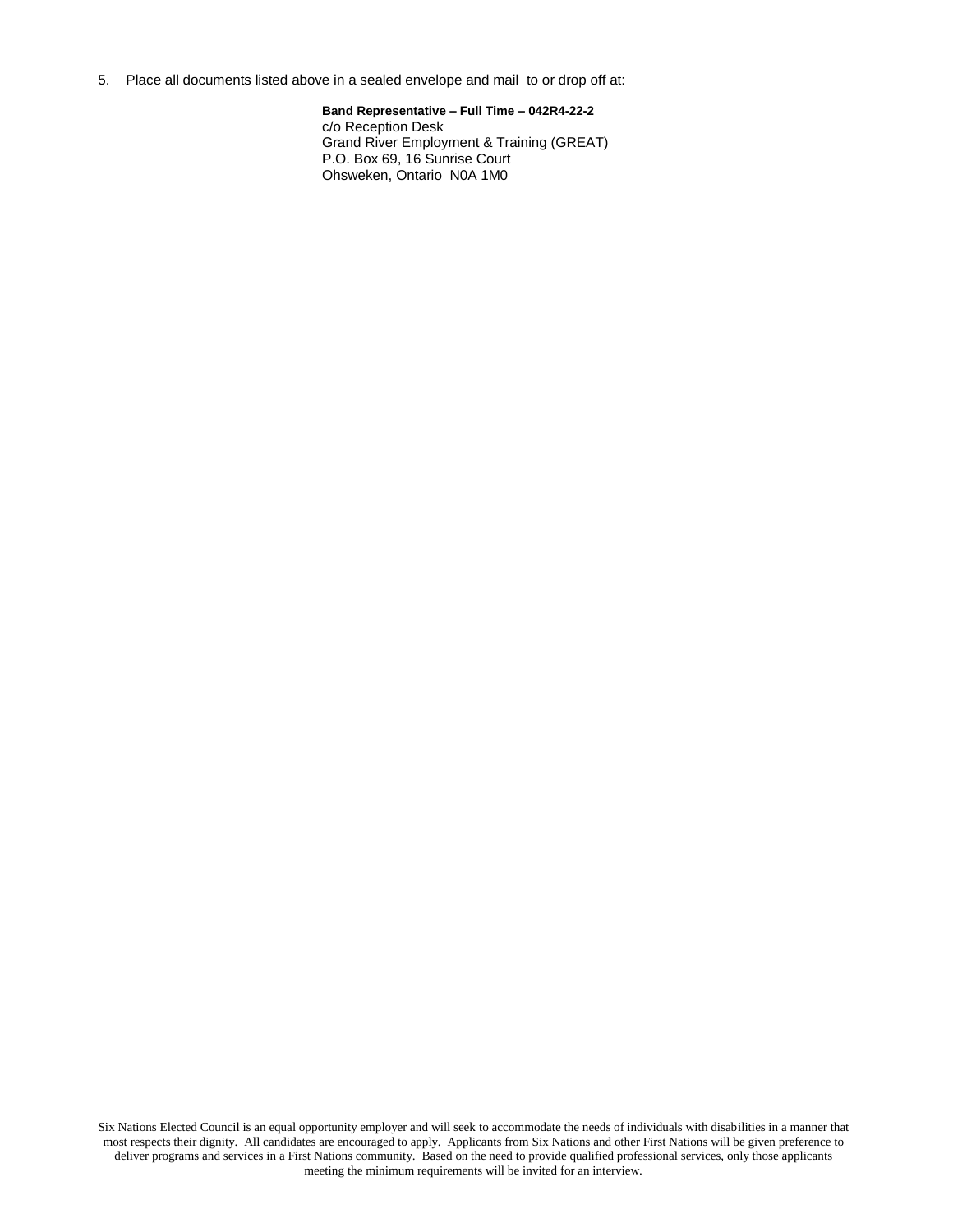5. Place all documents listed above in a sealed envelope and mail to or drop off at:

**Band Representative – Full Time – 042R4-22-2**
c/o Reception Desk
Grand River Employment & Training (GREAT)
P.O. Box 69, 16 Sunrise Court
Ohsweken, Ontario N0A 1M0

Six Nations Elected Council is an equal opportunity employer and will seek to accommodate the needs of individuals with disabilities in a manner that most respects their dignity. All candidates are encouraged to apply. Applicants from Six Nations and other First Nations will be given preference to deliver programs and services in a First Nations community. Based on the need to provide qualified professional services, only those applicants meeting the minimum requirements will be invited for an interview.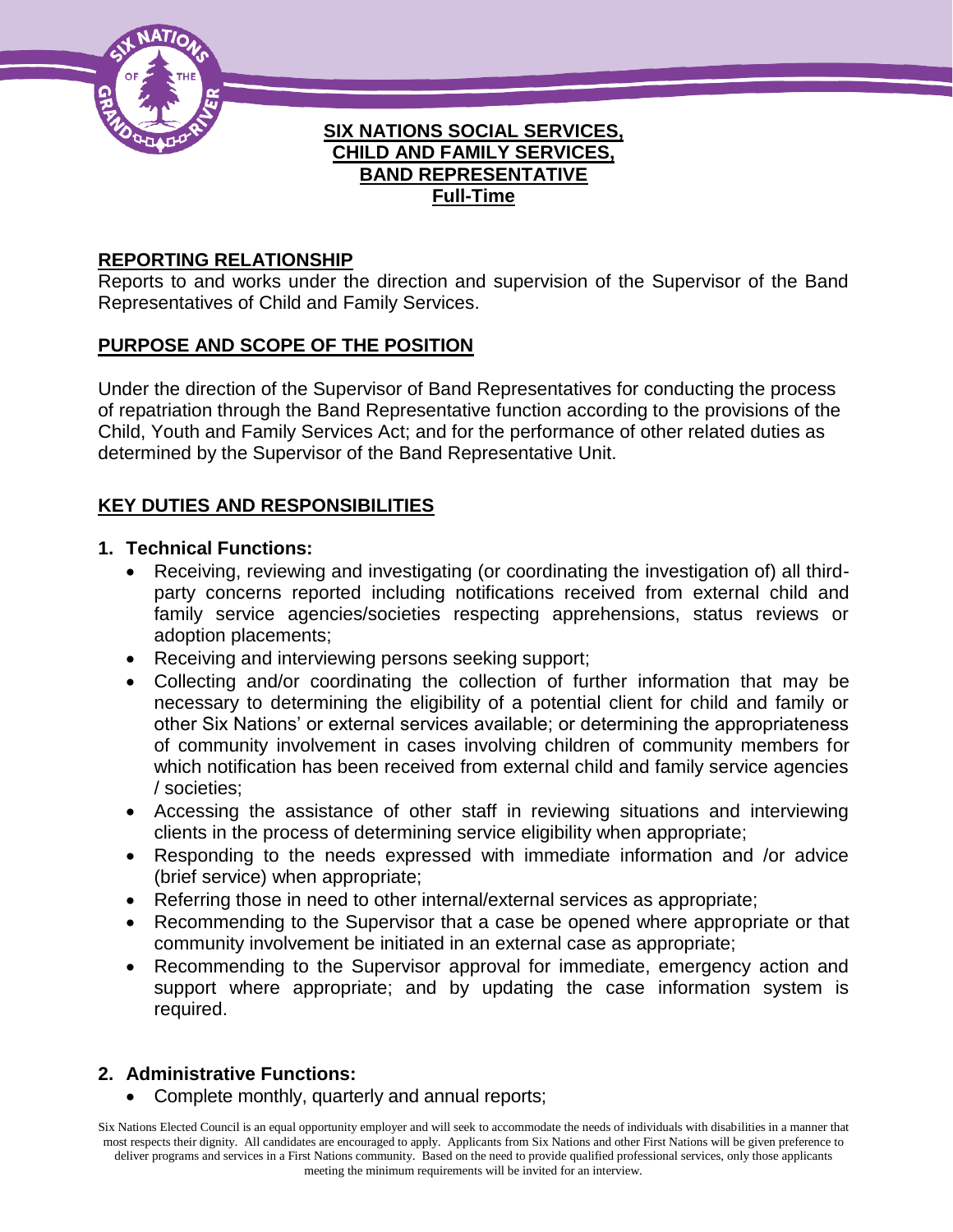# SIX NATIONS SOCIAL SERVICES, CHILD AND FAMILY SERVICES, BAND REPRESENTATIVE

**Full-Time**

## REPORTING RELATIONSHIP

Reports to and works under the direction and supervision of the Supervisor of the Band Representatives of Child and Family Services.

## PURPOSE AND SCOPE OF THE POSITION

Under the direction of the Supervisor of Band Representatives for conducting the process of repatriation through the Band Representative function according to the provisions of the Child, Youth and Family Services Act; and for the performance of other related duties as determined by the Supervisor of the Band Representative Unit.

## KEY DUTIES AND RESPONSIBILITIES

### 1. Technical Functions:

- Receiving, reviewing and investigating (or coordinating the investigation of) all third-party concerns reported including notifications received from external child and family service agencies/societies respecting apprehensions, status reviews or adoption placements;
- Receiving and interviewing persons seeking support;
- Collecting and/or coordinating the collection of further information that may be necessary to determining the eligibility of a potential client for child and family or other Six Nations' or external services available; or determining the appropriateness of community involvement in cases involving children of community members for which notification has been received from external child and family service agencies / societies;
- Accessing the assistance of other staff in reviewing situations and interviewing clients in the process of determining service eligibility when appropriate;
- Responding to the needs expressed with immediate information and /or advice (brief service) when appropriate;
- Referring those in need to other internal/external services as appropriate;
- Recommending to the Supervisor that a case be opened where appropriate or that community involvement be initiated in an external case as appropriate;
- Recommending to the Supervisor approval for immediate, emergency action and support where appropriate; and by updating the case information system is required.

### 2. Administrative Functions:

- Complete monthly, quarterly and annual reports;

Six Nations Elected Council is an equal opportunity employer and will seek to accommodate the needs of individuals with disabilities in a manner that most respects their dignity. All candidates are encouraged to apply. Applicants from Six Nations and other First Nations will be given preference to deliver programs and services in a First Nations community. Based on the need to provide qualified professional services, only those applicants meeting the minimum requirements will be invited for an interview.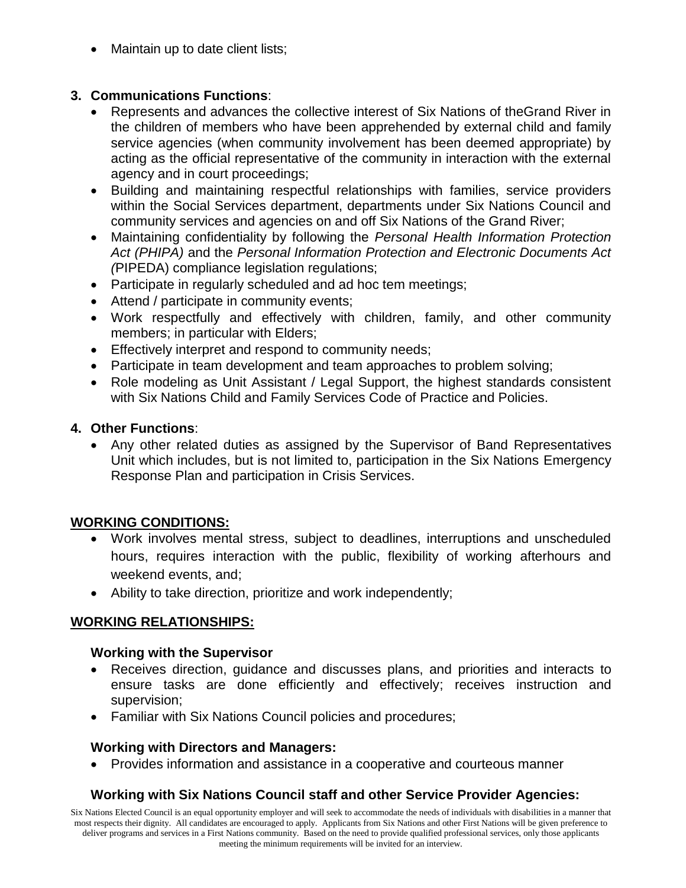- Maintain up to date client lists;

3. **Communications Functions**:
   - Represents and advances the collective interest of Six Nations of theGrand River in the children of members who have been apprehended by external child and family service agencies (when community involvement has been deemed appropriate) by acting as the official representative of the community in interaction with the external agency and in court proceedings;
   - Building and maintaining respectful relationships with families, service providers within the Social Services department, departments under Six Nations Council and community services and agencies on and off Six Nations of the Grand River;
   - Maintaining confidentiality by following the *Personal Health Information Protection Act (PHIPA)* and the *Personal Information Protection and Electronic Documents Act (*PIPEDA) compliance legislation regulations;
   - Participate in regularly scheduled and ad hoc tem meetings;
   - Attend / participate in community events;
   - Work respectfully and effectively with children, family, and other community members; in particular with Elders;
   - Effectively interpret and respond to community needs;
   - Participate in team development and team approaches to problem solving;
   - Role modeling as Unit Assistant / Legal Support, the highest standards consistent with Six Nations Child and Family Services Code of Practice and Policies.

4. **Other Functions**:
   - Any other related duties as assigned by the Supervisor of Band Representatives Unit which includes, but is not limited to, participation in the Six Nations Emergency Response Plan and participation in Crisis Services.

## WORKING CONDITIONS:

- Work involves mental stress, subject to deadlines, interruptions and unscheduled hours, requires interaction with the public, flexibility of working afterhours and weekend events, and;
- Ability to take direction, prioritize and work independently;

## WORKING RELATIONSHIPS:

### Working with the Supervisor

- Receives direction, guidance and discusses plans, and priorities and interacts to ensure tasks are done efficiently and effectively; receives instruction and supervision;
- Familiar with Six Nations Council policies and procedures;

### Working with Directors and Managers:

- Provides information and assistance in a cooperative and courteous manner

### Working with Six Nations Council staff and other Service Provider Agencies:

Six Nations Elected Council is an equal opportunity employer and will seek to accommodate the needs of individuals with disabilities in a manner that most respects their dignity. All candidates are encouraged to apply. Applicants from Six Nations and other First Nations will be given preference to deliver programs and services in a First Nations community. Based on the need to provide qualified professional services, only those applicants meeting the minimum requirements will be invited for an interview.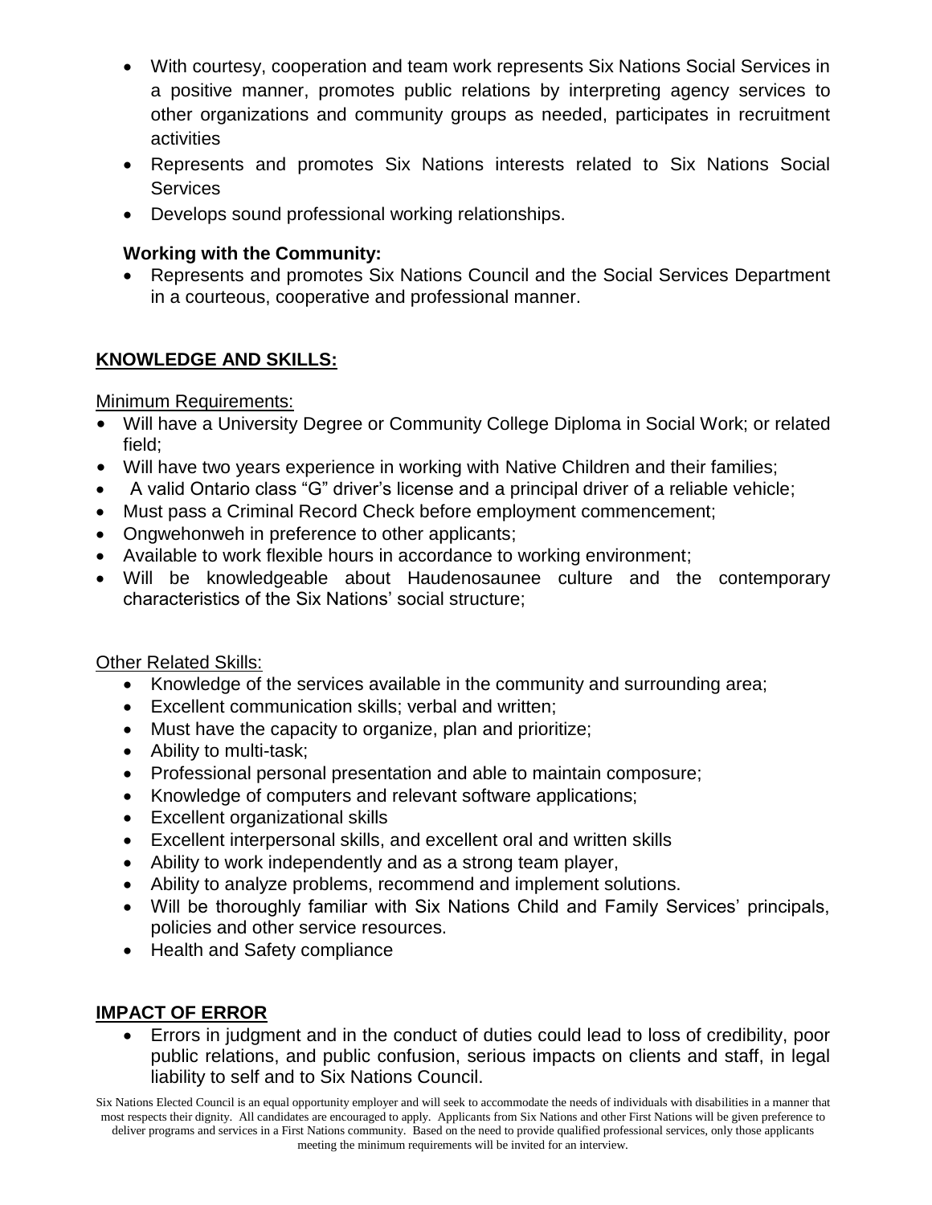- With courtesy, cooperation and team work represents Six Nations Social Services in a positive manner, promotes public relations by interpreting agency services to other organizations and community groups as needed, participates in recruitment activities
- Represents and promotes Six Nations interests related to Six Nations Social Services
- Develops sound professional working relationships.

**Working with the Community:**

- Represents and promotes Six Nations Council and the Social Services Department in a courteous, cooperative and professional manner.

## KNOWLEDGE AND SKILLS:

Minimum Requirements:

- Will have a University Degree or Community College Diploma in Social Work; or related field;
- Will have two years experience in working with Native Children and their families;
- A valid Ontario class "G" driver's license and a principal driver of a reliable vehicle;
- Must pass a Criminal Record Check before employment commencement;
- Ongwehonweh in preference to other applicants;
- Available to work flexible hours in accordance to working environment;
- Will be knowledgeable about Haudenosaunee culture and the contemporary characteristics of the Six Nations' social structure;

Other Related Skills:

- Knowledge of the services available in the community and surrounding area;
- Excellent communication skills; verbal and written;
- Must have the capacity to organize, plan and prioritize;
- Ability to multi-task;
- Professional personal presentation and able to maintain composure;
- Knowledge of computers and relevant software applications;
- Excellent organizational skills
- Excellent interpersonal skills, and excellent oral and written skills
- Ability to work independently and as a strong team player,
- Ability to analyze problems, recommend and implement solutions.
- Will be thoroughly familiar with Six Nations Child and Family Services' principals, policies and other service resources.
- Health and Safety compliance

## IMPACT OF ERROR

- Errors in judgment and in the conduct of duties could lead to loss of credibility, poor public relations, and public confusion, serious impacts on clients and staff, in legal liability to self and to Six Nations Council.

Six Nations Elected Council is an equal opportunity employer and will seek to accommodate the needs of individuals with disabilities in a manner that most respects their dignity. All candidates are encouraged to apply. Applicants from Six Nations and other First Nations will be given preference to deliver programs and services in a First Nations community. Based on the need to provide qualified professional services, only those applicants meeting the minimum requirements will be invited for an interview.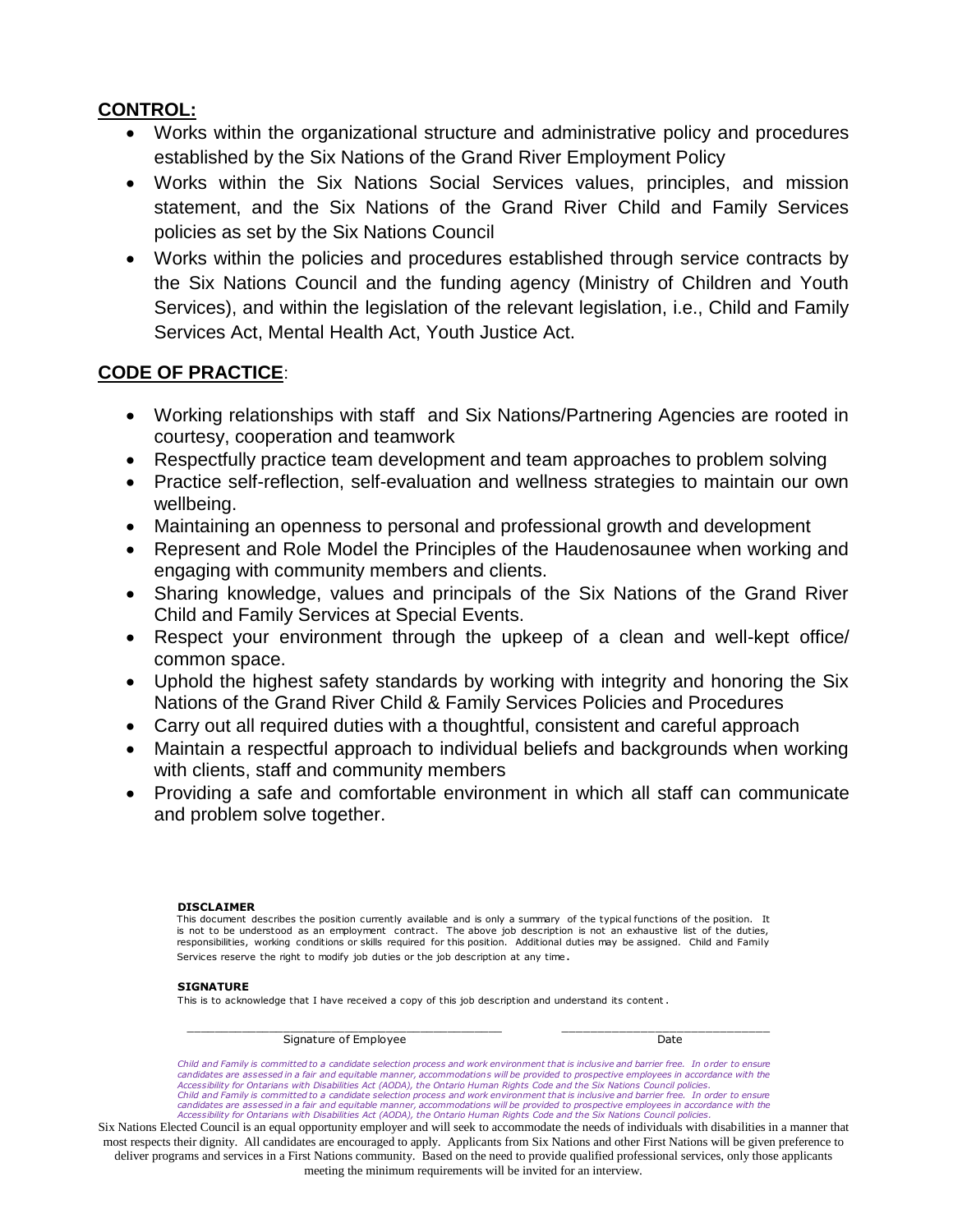## CONTROL:

- Works within the organizational structure and administrative policy and procedures established by the Six Nations of the Grand River Employment Policy
- Works within the Six Nations Social Services values, principles, and mission statement, and the Six Nations of the Grand River Child and Family Services policies as set by the Six Nations Council
- Works within the policies and procedures established through service contracts by the Six Nations Council and the funding agency (Ministry of Children and Youth Services), and within the legislation of the relevant legislation, i.e., Child and Family Services Act, Mental Health Act, Youth Justice Act.

## CODE OF PRACTICE:

- Working relationships with staff and Six Nations/Partnering Agencies are rooted in courtesy, cooperation and teamwork
- Respectfully practice team development and team approaches to problem solving
- Practice self-reflection, self-evaluation and wellness strategies to maintain our own wellbeing.
- Maintaining an openness to personal and professional growth and development
- Represent and Role Model the Principles of the Haudenosaunee when working and engaging with community members and clients.
- Sharing knowledge, values and principals of the Six Nations of the Grand River Child and Family Services at Special Events.
- Respect your environment through the upkeep of a clean and well-kept office/ common space.
- Uphold the highest safety standards by working with integrity and honoring the Six Nations of the Grand River Child & Family Services Policies and Procedures
- Carry out all required duties with a thoughtful, consistent and careful approach
- Maintain a respectful approach to individual beliefs and backgrounds when working with clients, staff and community members
- Providing a safe and comfortable environment in which all staff can communicate and problem solve together.

**DISCLAIMER**

This document describes the position currently available and is only a summary of the typical functions of the position. It is not to be understood as an employment contract. The above job description is not an exhaustive list of the duties, responsibilities, working conditions or skills required for this position. Additional duties may be assigned. Child and Family Services reserve the right to modify job duties or the job description at any time.

**SIGNATURE**

This is to acknowledge that I have received a copy of this job description and understand its content.

\_\_\_\_\_\_\_\_\_\_\_\_\_\_\_\_\_\_\_\_\_\_\_\_\_\_\_\_\_\_\_\_\_\_\_\_\_\_\_\_ Signature of Employee

\_\_\_\_\_\_\_\_\_\_\_\_\_\_\_\_\_\_\_\_\_\_\_\_\_\_\_\_\_\_ Date

*Child and Family is committed to a candidate selection process and work environment that is inclusive and barrier free. In order to ensure candidates are assessed in a fair and equitable manner, accommodations will be provided to prospective employees in accordance with the Accessibility for Ontarians with Disabilities Act (AODA), the Ontario Human Rights Code and the Six Nations Council policies.*
*Child and Family is committed to a candidate selection process and work environment that is inclusive and barrier free. In order to ensure candidates are assessed in a fair and equitable manner, accommodations will be provided to prospective employees in accordance with the Accessibility for Ontarians with Disabilities Act (AODA), the Ontario Human Rights Code and the Six Nations Council policies.*

Six Nations Elected Council is an equal opportunity employer and will seek to accommodate the needs of individuals with disabilities in a manner that most respects their dignity. All candidates are encouraged to apply. Applicants from Six Nations and other First Nations will be given preference to deliver programs and services in a First Nations community. Based on the need to provide qualified professional services, only those applicants meeting the minimum requirements will be invited for an interview.